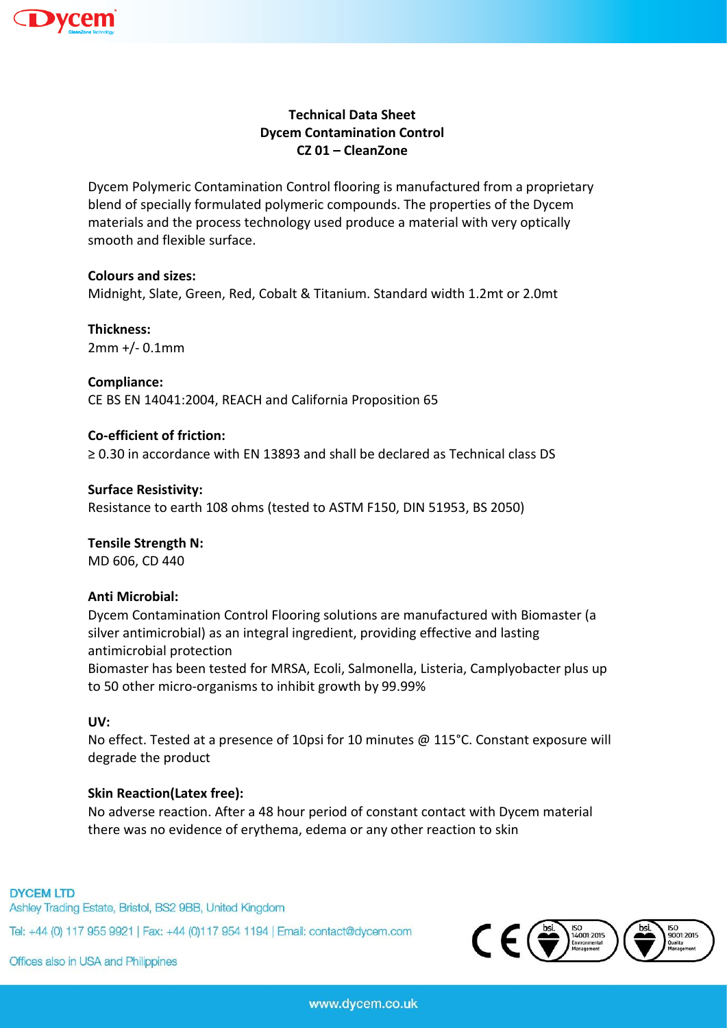# Technical Data Sheet
## Dycem Contamination Control
## CZ 01 – CleanZone

Dycem Polymeric Contamination Control flooring is manufactured from a proprietary blend of specially formulated polymeric compounds. The properties of the Dycem materials and the process technology used produce a material with very optically smooth and flexible surface.

**Colours and sizes:**
Midnight, Slate, Green, Red, Cobalt & Titanium. Standard width 1.2mt or 2.0mt

**Thickness:**
2mm +/- 0.1mm

**Compliance:**
CE BS EN 14041:2004, REACH and California Proposition 65

**Co-efficient of friction:**
≥ 0.30 in accordance with EN 13893 and shall be declared as Technical class DS

**Surface Resistivity:**
Resistance to earth 108 ohms (tested to ASTM F150, DIN 51953, BS 2050)

**Tensile Strength N:**
MD 606, CD 440

**Anti Microbial:**
Dycem Contamination Control Flooring solutions are manufactured with Biomaster (a silver antimicrobial) as an integral ingredient, providing effective and lasting antimicrobial protection
Biomaster has been tested for MRSA, Ecoli, Salmonella, Listeria, Camplyobacter plus up to 50 other micro-organisms to inhibit growth by 99.99%

**UV:**
No effect. Tested at a presence of 10psi for 10 minutes @ 115°C. Constant exposure will degrade the product

**Skin Reaction(Latex free):**
No adverse reaction. After a 48 hour period of constant contact with Dycem material there was no evidence of erythema, edema or any other reaction to skin

**DYCEM LTD**
Ashley Trading Estate, Bristol, BS2 9BB, United Kingdom
Tel: +44 (0) 117 955 9921 | Fax: +44 (0)117 954 1194 | Email: contact@dycem.com
Offices also in USA and Philippines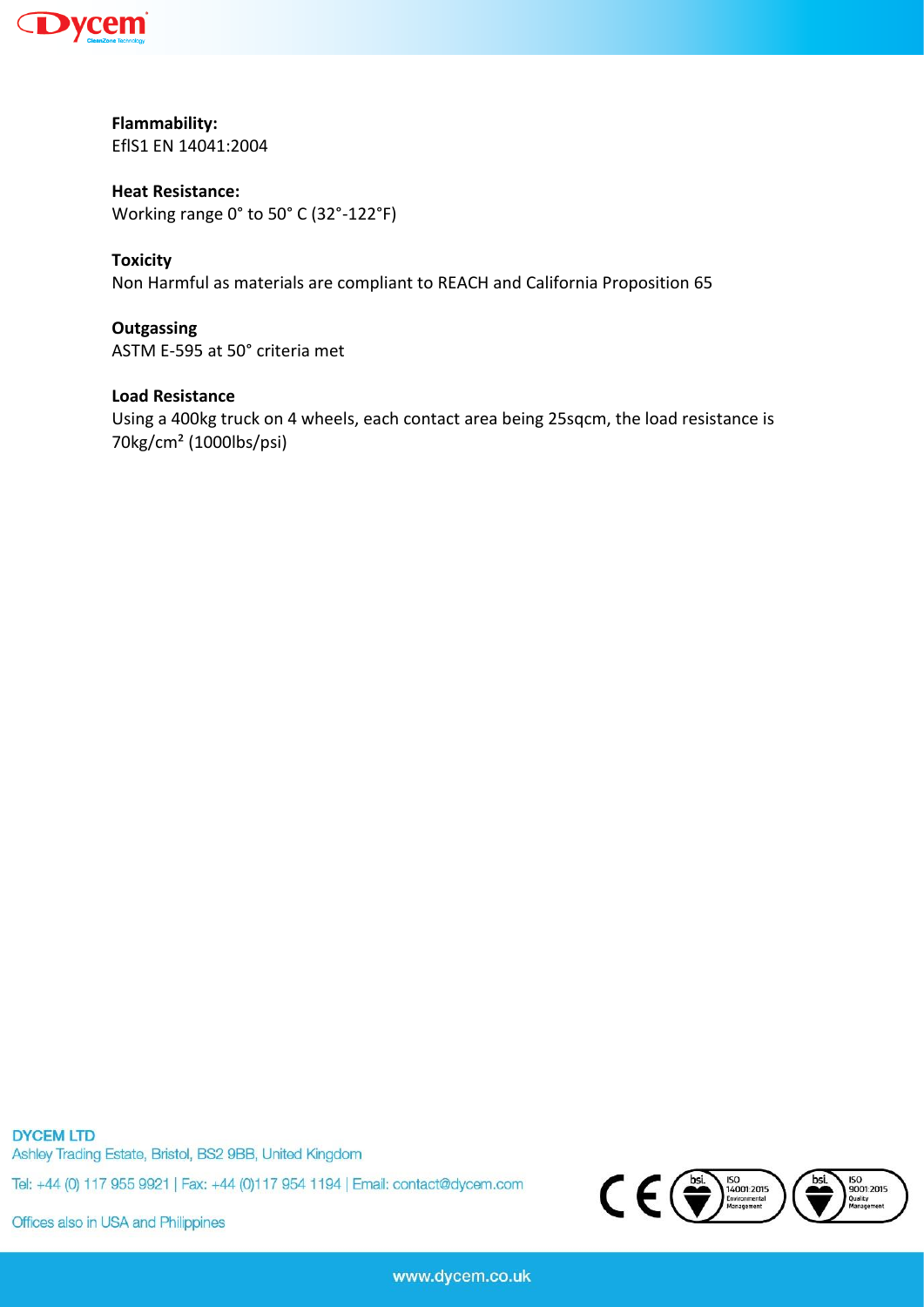**Flammability:**
EflS1 EN 14041:2004

**Heat Resistance:**
Working range 0° to 50° C (32°-122°F)

**Toxicity**
Non Harmful as materials are compliant to REACH and California Proposition 65

**Outgassing**
ASTM E-595 at 50° criteria met

**Load Resistance**
Using a 400kg truck on 4 wheels, each contact area being 25sqcm, the load resistance is 70kg/cm² (1000lbs/psi)

**DYCEM LTD**
Ashley Trading Estate, Bristol, BS2 9BB, United Kingdom

Tel: +44 (0) 117 955 9921 | Fax: +44 (0)117 954 1194 | Email: contact@dycem.com

Offices also in USA and Philippines

www.dycem.co.uk